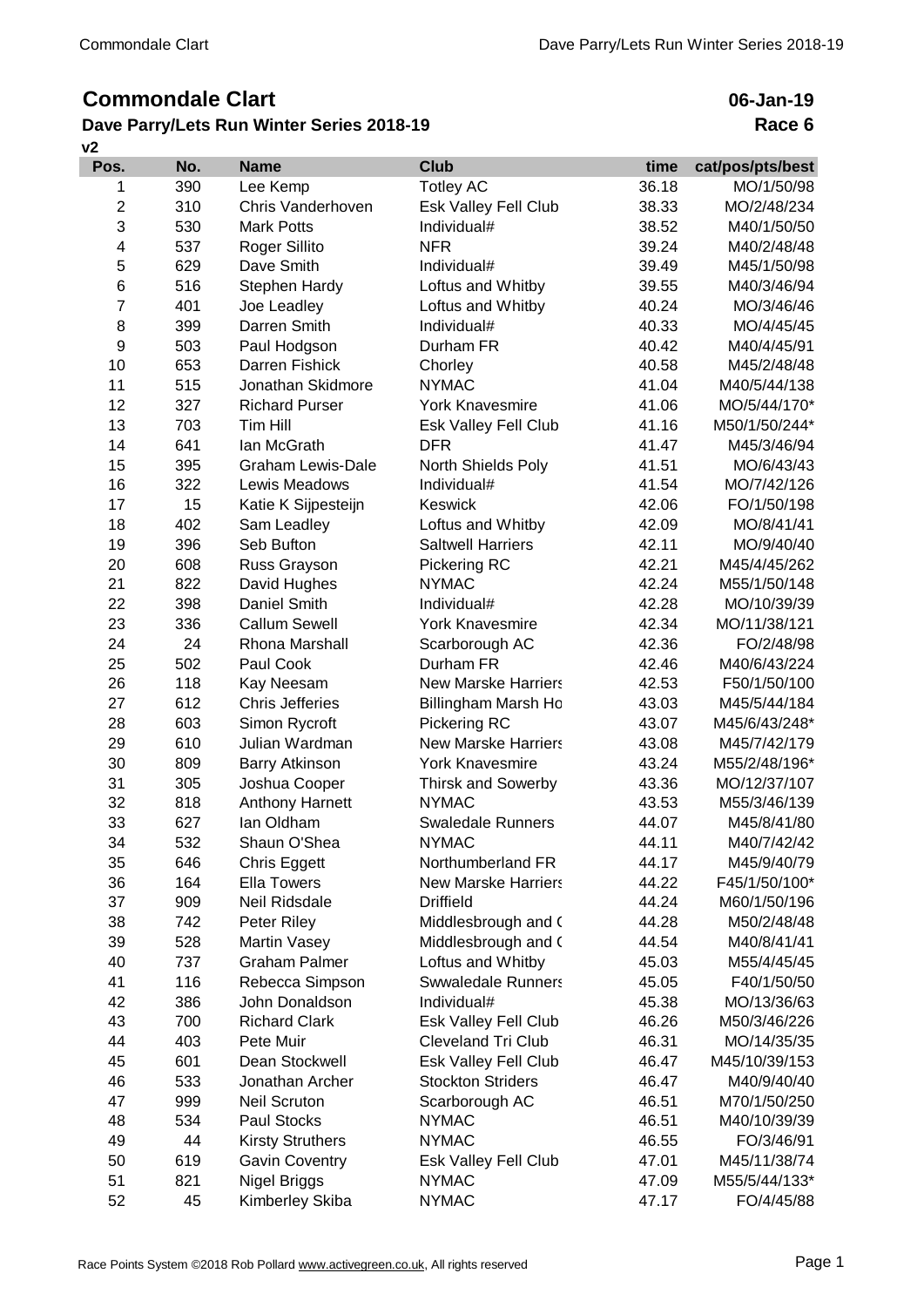# Commondale Clart

**06-Jan-19**

## Dave Parry/Lets Run Winter Series 2018-19

**Race 6**

v2

| Pos. | No. | Name | Club | time | cat/pos/pts/best |
|---|---|---|---|---|---|
| 1 | 390 | Lee Kemp | Totley AC | 36.18 | MO/1/50/98 |
| 2 | 310 | Chris Vanderhoven | Esk Valley Fell Club | 38.33 | MO/2/48/234 |
| 3 | 530 | Mark Potts | Individual# | 38.52 | M40/1/50/50 |
| 4 | 537 | Roger Sillito | NFR | 39.24 | M40/2/48/48 |
| 5 | 629 | Dave Smith | Individual# | 39.49 | M45/1/50/98 |
| 6 | 516 | Stephen Hardy | Loftus and Whitby | 39.55 | M40/3/46/94 |
| 7 | 401 | Joe Leadley | Loftus and Whitby | 40.24 | MO/3/46/46 |
| 8 | 399 | Darren Smith | Individual# | 40.33 | MO/4/45/45 |
| 9 | 503 | Paul Hodgson | Durham FR | 40.42 | M40/4/45/91 |
| 10 | 653 | Darren Fishick | Chorley | 40.58 | M45/2/48/48 |
| 11 | 515 | Jonathan Skidmore | NYMAC | 41.04 | M40/5/44/138 |
| 12 | 327 | Richard Purser | York Knavesmire | 41.06 | MO/5/44/170* |
| 13 | 703 | Tim Hill | Esk Valley Fell Club | 41.16 | M50/1/50/244* |
| 14 | 641 | Ian McGrath | DFR | 41.47 | M45/3/46/94 |
| 15 | 395 | Graham Lewis-Dale | North Shields Poly | 41.51 | MO/6/43/43 |
| 16 | 322 | Lewis Meadows | Individual# | 41.54 | MO/7/42/126 |
| 17 | 15 | Katie K Sijpesteijn | Keswick | 42.06 | FO/1/50/198 |
| 18 | 402 | Sam Leadley | Loftus and Whitby | 42.09 | MO/8/41/41 |
| 19 | 396 | Seb Bufton | Saltwell Harriers | 42.11 | MO/9/40/40 |
| 20 | 608 | Russ Grayson | Pickering RC | 42.21 | M45/4/45/262 |
| 21 | 822 | David Hughes | NYMAC | 42.24 | M55/1/50/148 |
| 22 | 398 | Daniel Smith | Individual# | 42.28 | MO/10/39/39 |
| 23 | 336 | Callum Sewell | York Knavesmire | 42.34 | MO/11/38/121 |
| 24 | 24 | Rhona Marshall | Scarborough AC | 42.36 | FO/2/48/98 |
| 25 | 502 | Paul Cook | Durham FR | 42.46 | M40/6/43/224 |
| 26 | 118 | Kay Neesam | New Marske Harriers | 42.53 | F50/1/50/100 |
| 27 | 612 | Chris Jefferies | Billingham Marsh Ho | 43.03 | M45/5/44/184 |
| 28 | 603 | Simon Rycroft | Pickering RC | 43.07 | M45/6/43/248* |
| 29 | 610 | Julian Wardman | New Marske Harriers | 43.08 | M45/7/42/179 |
| 30 | 809 | Barry Atkinson | York Knavesmire | 43.24 | M55/2/48/196* |
| 31 | 305 | Joshua Cooper | Thirsk and Sowerby | 43.36 | MO/12/37/107 |
| 32 | 818 | Anthony Harnett | NYMAC | 43.53 | M55/3/46/139 |
| 33 | 627 | Ian Oldham | Swaledale Runners | 44.07 | M45/8/41/80 |
| 34 | 532 | Shaun O'Shea | NYMAC | 44.11 | M40/7/42/42 |
| 35 | 646 | Chris Eggett | Northumberland FR | 44.17 | M45/9/40/79 |
| 36 | 164 | Ella Towers | New Marske Harriers | 44.22 | F45/1/50/100* |
| 37 | 909 | Neil Ridsdale | Driffield | 44.24 | M60/1/50/196 |
| 38 | 742 | Peter Riley | Middlesbrough and ( | 44.28 | M50/2/48/48 |
| 39 | 528 | Martin Vasey | Middlesbrough and ( | 44.54 | M40/8/41/41 |
| 40 | 737 | Graham Palmer | Loftus and Whitby | 45.03 | M55/4/45/45 |
| 41 | 116 | Rebecca Simpson | Swwaledale Runners | 45.05 | F40/1/50/50 |
| 42 | 386 | John Donaldson | Individual# | 45.38 | MO/13/36/63 |
| 43 | 700 | Richard Clark | Esk Valley Fell Club | 46.26 | M50/3/46/226 |
| 44 | 403 | Pete Muir | Cleveland Tri Club | 46.31 | MO/14/35/35 |
| 45 | 601 | Dean Stockwell | Esk Valley Fell Club | 46.47 | M45/10/39/153 |
| 46 | 533 | Jonathan Archer | Stockton Striders | 46.47 | M40/9/40/40 |
| 47 | 999 | Neil Scruton | Scarborough AC | 46.51 | M70/1/50/250 |
| 48 | 534 | Paul Stocks | NYMAC | 46.51 | M40/10/39/39 |
| 49 | 44 | Kirsty Struthers | NYMAC | 46.55 | FO/3/46/91 |
| 50 | 619 | Gavin Coventry | Esk Valley Fell Club | 47.01 | M45/11/38/74 |
| 51 | 821 | Nigel Briggs | NYMAC | 47.09 | M55/5/44/133* |
| 52 | 45 | Kimberley Skiba | NYMAC | 47.17 | FO/4/45/88 |

Race Points System ©2018 Rob Pollard www.activegreen.co.uk, All rights reserved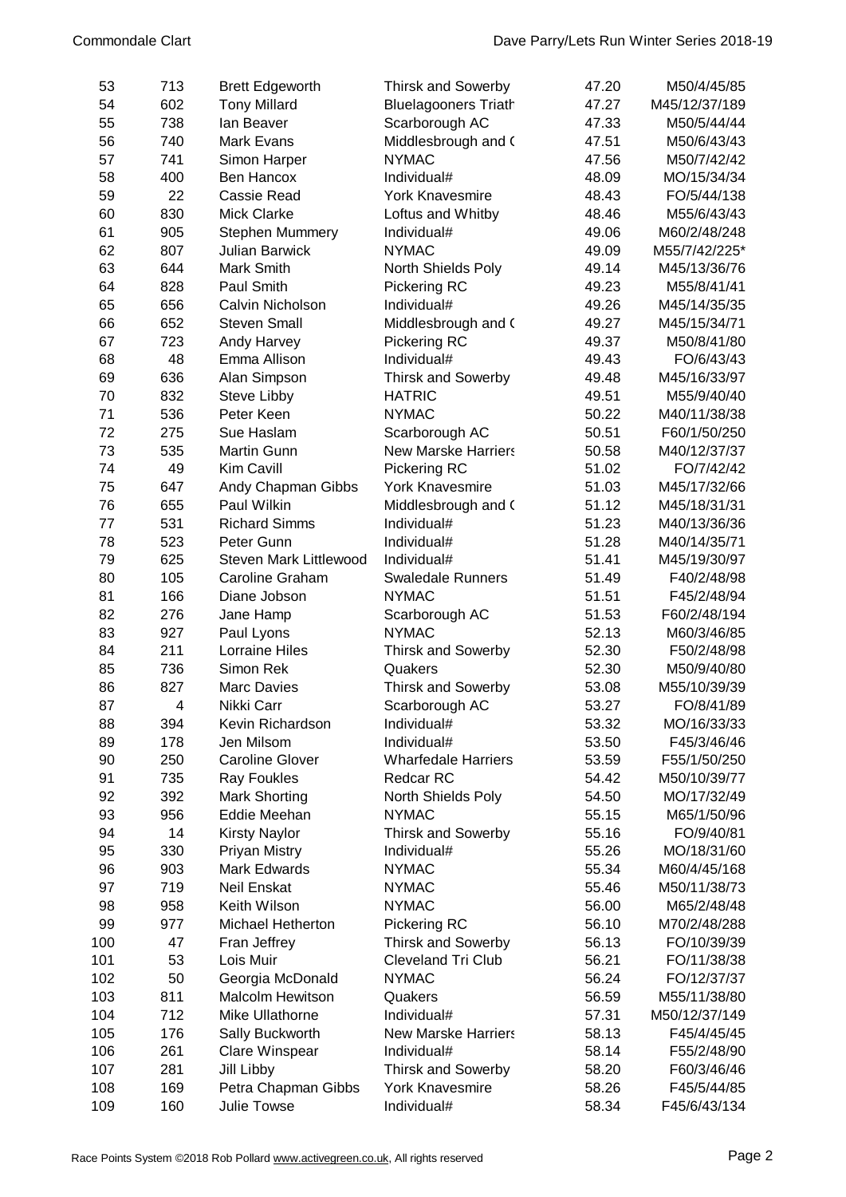| 53 | 713 | Brett Edgeworth | Thirsk and Sowerby | 47.20 | M50/4/45/85 |
|---|---|---|---|---|---|
| 54 | 602 | Tony Millard | Bluelagooners Triath | 47.27 | M45/12/37/189 |
| 55 | 738 | Ian Beaver | Scarborough AC | 47.33 | M50/5/44/44 |
| 56 | 740 | Mark Evans | Middlesbrough and ( | 47.51 | M50/6/43/43 |
| 57 | 741 | Simon Harper | NYMAC | 47.56 | M50/7/42/42 |
| 58 | 400 | Ben Hancox | Individual# | 48.09 | MO/15/34/34 |
| 59 | 22 | Cassie Read | York Knavesmire | 48.43 | FO/5/44/138 |
| 60 | 830 | Mick Clarke | Loftus and Whitby | 48.46 | M55/6/43/43 |
| 61 | 905 | Stephen Mummery | Individual# | 49.06 | M60/2/48/248 |
| 62 | 807 | Julian Barwick | NYMAC | 49.09 | M55/7/42/225* |
| 63 | 644 | Mark Smith | North Shields Poly | 49.14 | M45/13/36/76 |
| 64 | 828 | Paul Smith | Pickering RC | 49.23 | M55/8/41/41 |
| 65 | 656 | Calvin Nicholson | Individual# | 49.26 | M45/14/35/35 |
| 66 | 652 | Steven Small | Middlesbrough and ( | 49.27 | M45/15/34/71 |
| 67 | 723 | Andy Harvey | Pickering RC | 49.37 | M50/8/41/80 |
| 68 | 48 | Emma Allison | Individual# | 49.43 | FO/6/43/43 |
| 69 | 636 | Alan Simpson | Thirsk and Sowerby | 49.48 | M45/16/33/97 |
| 70 | 832 | Steve Libby | HATRIC | 49.51 | M55/9/40/40 |
| 71 | 536 | Peter Keen | NYMAC | 50.22 | M40/11/38/38 |
| 72 | 275 | Sue Haslam | Scarborough AC | 50.51 | F60/1/50/250 |
| 73 | 535 | Martin Gunn | New Marske Harriers | 50.58 | M40/12/37/37 |
| 74 | 49 | Kim Cavill | Pickering RC | 51.02 | FO/7/42/42 |
| 75 | 647 | Andy Chapman Gibbs | York Knavesmire | 51.03 | M45/17/32/66 |
| 76 | 655 | Paul Wilkin | Middlesbrough and ( | 51.12 | M45/18/31/31 |
| 77 | 531 | Richard Simms | Individual# | 51.23 | M40/13/36/36 |
| 78 | 523 | Peter Gunn | Individual# | 51.28 | M40/14/35/71 |
| 79 | 625 | Steven Mark Littlewood | Individual# | 51.41 | M45/19/30/97 |
| 80 | 105 | Caroline Graham | Swaledale Runners | 51.49 | F40/2/48/98 |
| 81 | 166 | Diane Jobson | NYMAC | 51.51 | F45/2/48/94 |
| 82 | 276 | Jane Hamp | Scarborough AC | 51.53 | F60/2/48/194 |
| 83 | 927 | Paul Lyons | NYMAC | 52.13 | M60/3/46/85 |
| 84 | 211 | Lorraine Hiles | Thirsk and Sowerby | 52.30 | F50/2/48/98 |
| 85 | 736 | Simon Rek | Quakers | 52.30 | M50/9/40/80 |
| 86 | 827 | Marc Davies | Thirsk and Sowerby | 53.08 | M55/10/39/39 |
| 87 | 4 | Nikki Carr | Scarborough AC | 53.27 | FO/8/41/89 |
| 88 | 394 | Kevin Richardson | Individual# | 53.32 | MO/16/33/33 |
| 89 | 178 | Jen Milsom | Individual# | 53.50 | F45/3/46/46 |
| 90 | 250 | Caroline Glover | Wharfedale Harriers | 53.59 | F55/1/50/250 |
| 91 | 735 | Ray Foukles | Redcar RC | 54.42 | M50/10/39/77 |
| 92 | 392 | Mark Shorting | North Shields Poly | 54.50 | MO/17/32/49 |
| 93 | 956 | Eddie Meehan | NYMAC | 55.15 | M65/1/50/96 |
| 94 | 14 | Kirsty Naylor | Thirsk and Sowerby | 55.16 | FO/9/40/81 |
| 95 | 330 | Priyan Mistry | Individual# | 55.26 | MO/18/31/60 |
| 96 | 903 | Mark Edwards | NYMAC | 55.34 | M60/4/45/168 |
| 97 | 719 | Neil Enskat | NYMAC | 55.46 | M50/11/38/73 |
| 98 | 958 | Keith Wilson | NYMAC | 56.00 | M65/2/48/48 |
| 99 | 977 | Michael Hetherton | Pickering RC | 56.10 | M70/2/48/288 |
| 100 | 47 | Fran Jeffrey | Thirsk and Sowerby | 56.13 | FO/10/39/39 |
| 101 | 53 | Lois Muir | Cleveland Tri Club | 56.21 | FO/11/38/38 |
| 102 | 50 | Georgia McDonald | NYMAC | 56.24 | FO/12/37/37 |
| 103 | 811 | Malcolm Hewitson | Quakers | 56.59 | M55/11/38/80 |
| 104 | 712 | Mike Ullathorne | Individual# | 57.31 | M50/12/37/149 |
| 105 | 176 | Sally Buckworth | New Marske Harriers | 58.13 | F45/4/45/45 |
| 106 | 261 | Clare Winspear | Individual# | 58.14 | F55/2/48/90 |
| 107 | 281 | Jill Libby | Thirsk and Sowerby | 58.20 | F60/3/46/46 |
| 108 | 169 | Petra Chapman Gibbs | York Knavesmire | 58.26 | F45/5/44/85 |
| 109 | 160 | Julie Towse | Individual# | 58.34 | F45/6/43/134 |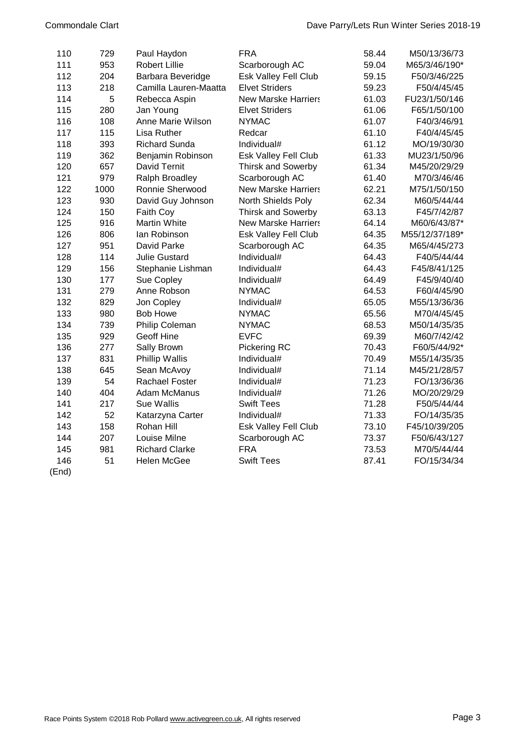| | | | | | |
|---|---|---|---|---|---|
| 110 | 729 | Paul Haydon | FRA | 58.44 | M50/13/36/73 |
| 111 | 953 | Robert Lillie | Scarborough AC | 59.04 | M65/3/46/190* |
| 112 | 204 | Barbara Beveridge | Esk Valley Fell Club | 59.15 | F50/3/46/225 |
| 113 | 218 | Camilla Lauren-Maatta | Elvet Striders | 59.23 | F50/4/45/45 |
| 114 | 5 | Rebecca Aspin | New Marske Harriers | 61.03 | FU23/1/50/146 |
| 115 | 280 | Jan Young | Elvet Striders | 61.06 | F65/1/50/100 |
| 116 | 108 | Anne Marie Wilson | NYMAC | 61.07 | F40/3/46/91 |
| 117 | 115 | Lisa Ruther | Redcar | 61.10 | F40/4/45/45 |
| 118 | 393 | Richard Sunda | Individual# | 61.12 | MO/19/30/30 |
| 119 | 362 | Benjamin Robinson | Esk Valley Fell Club | 61.33 | MU23/1/50/96 |
| 120 | 657 | David Ternit | Thirsk and Sowerby | 61.34 | M45/20/29/29 |
| 121 | 979 | Ralph Broadley | Scarborough AC | 61.40 | M70/3/46/46 |
| 122 | 1000 | Ronnie Sherwood | New Marske Harriers | 62.21 | M75/1/50/150 |
| 123 | 930 | David Guy Johnson | North Shields Poly | 62.34 | M60/5/44/44 |
| 124 | 150 | Faith Coy | Thirsk and Sowerby | 63.13 | F45/7/42/87 |
| 125 | 916 | Martin White | New Marske Harriers | 64.14 | M60/6/43/87* |
| 126 | 806 | Ian Robinson | Esk Valley Fell Club | 64.35 | M55/12/37/189* |
| 127 | 951 | David Parke | Scarborough AC | 64.35 | M65/4/45/273 |
| 128 | 114 | Julie Gustard | Individual# | 64.43 | F40/5/44/44 |
| 129 | 156 | Stephanie Lishman | Individual# | 64.43 | F45/8/41/125 |
| 130 | 177 | Sue Copley | Individual# | 64.49 | F45/9/40/40 |
| 131 | 279 | Anne Robson | NYMAC | 64.53 | F60/4/45/90 |
| 132 | 829 | Jon Copley | Individual# | 65.05 | M55/13/36/36 |
| 133 | 980 | Bob Howe | NYMAC | 65.56 | M70/4/45/45 |
| 134 | 739 | Philip Coleman | NYMAC | 68.53 | M50/14/35/35 |
| 135 | 929 | Geoff Hine | EVFC | 69.39 | M60/7/42/42 |
| 136 | 277 | Sally Brown | Pickering RC | 70.43 | F60/5/44/92* |
| 137 | 831 | Phillip Wallis | Individual# | 70.49 | M55/14/35/35 |
| 138 | 645 | Sean McAvoy | Individual# | 71.14 | M45/21/28/57 |
| 139 | 54 | Rachael Foster | Individual# | 71.23 | FO/13/36/36 |
| 140 | 404 | Adam McManus | Individual# | 71.26 | MO/20/29/29 |
| 141 | 217 | Sue Wallis | Swift Tees | 71.28 | F50/5/44/44 |
| 142 | 52 | Katarzyna Carter | Individual# | 71.33 | FO/14/35/35 |
| 143 | 158 | Rohan Hill | Esk Valley Fell Club | 73.10 | F45/10/39/205 |
| 144 | 207 | Louise Milne | Scarborough AC | 73.37 | F50/6/43/127 |
| 145 | 981 | Richard Clarke | FRA | 73.53 | M70/5/44/44 |
| 146 | 51 | Helen McGee | Swift Tees | 87.41 | FO/15/34/34 |

(End)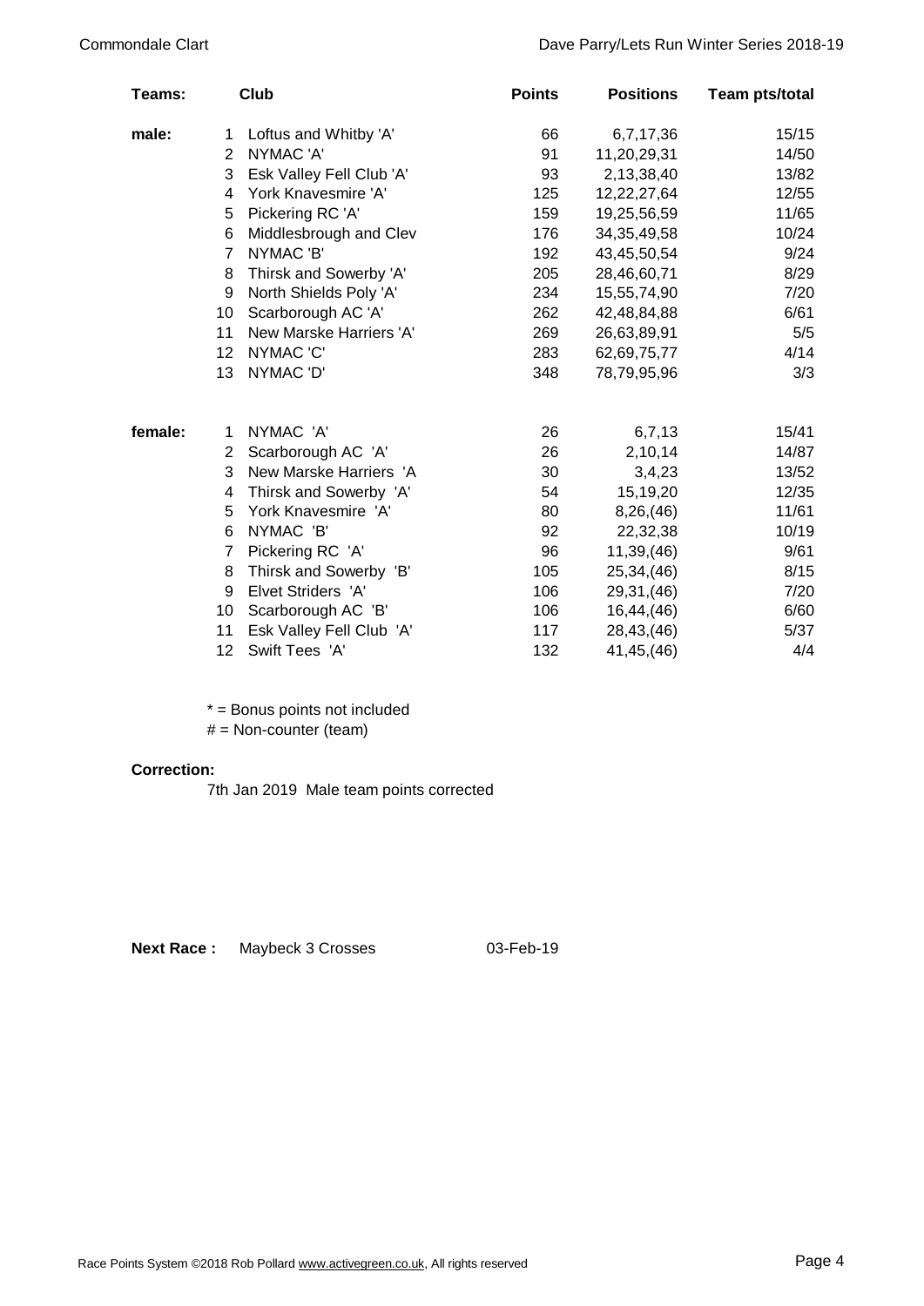| Teams: | | Club | Points | Positions | Team pts/total |
|---|---|---|---|---|---|
| male: | 1 | Loftus and Whitby 'A' | 66 | 6,7,17,36 | 15/15 |
| | 2 | NYMAC 'A' | 91 | 11,20,29,31 | 14/50 |
| | 3 | Esk Valley Fell Club 'A' | 93 | 2,13,38,40 | 13/82 |
| | 4 | York Knavesmire 'A' | 125 | 12,22,27,64 | 12/55 |
| | 5 | Pickering RC 'A' | 159 | 19,25,56,59 | 11/65 |
| | 6 | Middlesbrough and Clev | 176 | 34,35,49,58 | 10/24 |
| | 7 | NYMAC 'B' | 192 | 43,45,50,54 | 9/24 |
| | 8 | Thirsk and Sowerby 'A' | 205 | 28,46,60,71 | 8/29 |
| | 9 | North Shields Poly 'A' | 234 | 15,55,74,90 | 7/20 |
| | 10 | Scarborough AC 'A' | 262 | 42,48,84,88 | 6/61 |
| | 11 | New Marske Harriers 'A' | 269 | 26,63,89,91 | 5/5 |
| | 12 | NYMAC 'C' | 283 | 62,69,75,77 | 4/14 |
| | 13 | NYMAC 'D' | 348 | 78,79,95,96 | 3/3 |
| female: | 1 | NYMAC 'A' | 26 | 6,7,13 | 15/41 |
| | 2 | Scarborough AC 'A' | 26 | 2,10,14 | 14/87 |
| | 3 | New Marske Harriers 'A | 30 | 3,4,23 | 13/52 |
| | 4 | Thirsk and Sowerby 'A' | 54 | 15,19,20 | 12/35 |
| | 5 | York Knavesmire 'A' | 80 | 8,26,(46) | 11/61 |
| | 6 | NYMAC 'B' | 92 | 22,32,38 | 10/19 |
| | 7 | Pickering RC 'A' | 96 | 11,39,(46) | 9/61 |
| | 8 | Thirsk and Sowerby 'B' | 105 | 25,34,(46) | 8/15 |
| | 9 | Elvet Striders 'A' | 106 | 29,31,(46) | 7/20 |
| | 10 | Scarborough AC 'B' | 106 | 16,44,(46) | 6/60 |
| | 11 | Esk Valley Fell Club 'A' | 117 | 28,43,(46) | 5/37 |
| | 12 | Swift Tees 'A' | 132 | 41,45,(46) | 4/4 |

* = Bonus points not included

# = Non-counter (team)

**Correction:**

7th Jan 2019 Male team points corrected

**Next Race :** Maybeck 3 Crosses 03-Feb-19